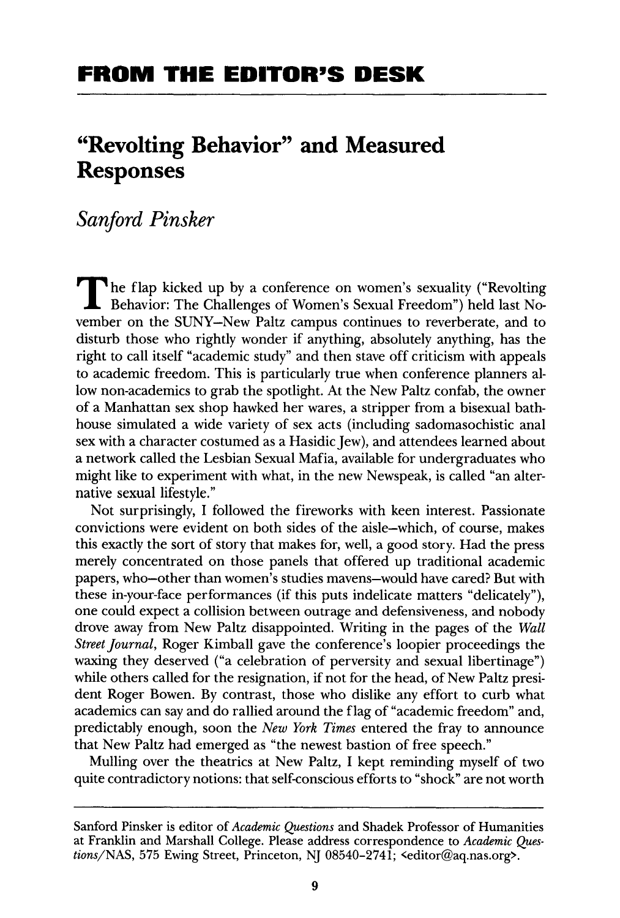## FROM THE EDITOR'S DESK

# "Revolting Behavior" and Measured Responses

*Sanford Pinsker*

The flap kicked up by a conference on women's sexuality ("Revolting Behavior: The Challenges of Women's Sexual Freedom") held last November on the SUNY–New Paltz campus continues to reverberate, and to disturb those who rightly wonder if anything, absolutely anything, has the right to call itself "academic study" and then stave off criticism with appeals to academic freedom. This is particularly true when conference planners allow non-academics to grab the spotlight. At the New Paltz confab, the owner of a Manhattan sex shop hawked her wares, a stripper from a bisexual bathhouse simulated a wide variety of sex acts (including sadomasochistic anal sex with a character costumed as a Hasidic Jew), and attendees learned about a network called the Lesbian Sexual Mafia, available for undergraduates who might like to experiment with what, in the new Newspeak, is called "an alternative sexual lifestyle."

Not surprisingly, I followed the fireworks with keen interest. Passionate convictions were evident on both sides of the aisle–which, of course, makes this exactly the sort of story that makes for, well, a good story. Had the press merely concentrated on those panels that offered up traditional academic papers, who–other than women's studies mavens–would have cared? But with these in-your-face performances (if this puts indelicate matters "delicately"), one could expect a collision between outrage and defensiveness, and nobody drove away from New Paltz disappointed. Writing in the pages of the *Wall Street Journal*, Roger Kimball gave the conference's loopier proceedings the waxing they deserved ("a celebration of perversity and sexual libertinage") while others called for the resignation, if not for the head, of New Paltz president Roger Bowen. By contrast, those who dislike any effort to curb what academics can say and do rallied around the flag of "academic freedom" and, predictably enough, soon the *New York Times* entered the fray to announce that New Paltz had emerged as "the newest bastion of free speech."

Mulling over the theatrics at New Paltz, I kept reminding myself of two quite contradictory notions: that self-conscious efforts to "shock" are not worth

---

Sanford Pinsker is editor of *Academic Questions* and Shadek Professor of Humanities at Franklin and Marshall College. Please address correspondence to *Academic Questions*/NAS, 575 Ewing Street, Princeton, NJ 08540-2741; <editor@aq.nas.org>.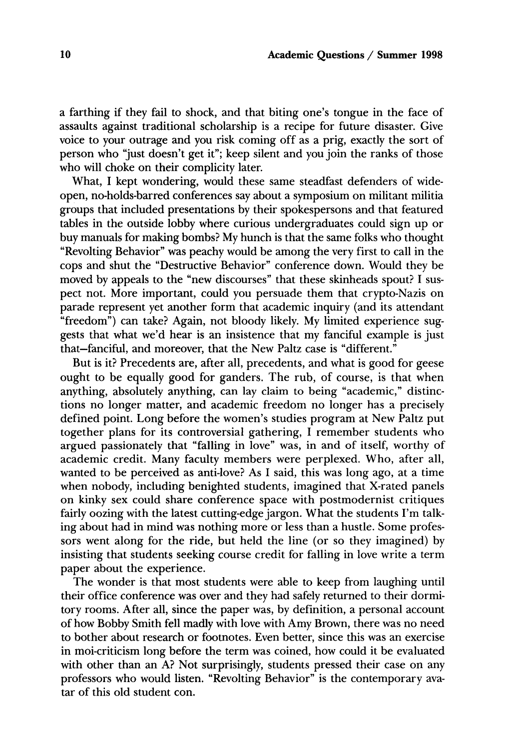a farthing if they fail to shock, and that biting one's tongue in the face of assaults against traditional scholarship is a recipe for future disaster. Give voice to your outrage and you risk coming off as a prig, exactly the sort of person who "just doesn't get it"; keep silent and you join the ranks of those who will choke on their complicity later.

What, I kept wondering, would these same steadfast defenders of wide-open, no-holds-barred conferences say about a symposium on militant militia groups that included presentations by their spokespersons and that featured tables in the outside lobby where curious undergraduates could sign up or buy manuals for making bombs? My hunch is that the same folks who thought "Revolting Behavior" was peachy would be among the very first to call in the cops and shut the "Destructive Behavior" conference down. Would they be moved by appeals to the "new discourses" that these skinheads spout? I suspect not. More important, could you persuade them that crypto-Nazis on parade represent yet another form that academic inquiry (and its attendant "freedom") can take? Again, not bloody likely. My limited experience suggests that what we'd hear is an insistence that my fanciful example is just that—fanciful, and moreover, that the New Paltz case is "different."

But is it? Precedents are, after all, precedents, and what is good for geese ought to be equally good for ganders. The rub, of course, is that when anything, absolutely anything, can lay claim to being "academic," distinctions no longer matter, and academic freedom no longer has a precisely defined point. Long before the women's studies program at New Paltz put together plans for its controversial gathering, I remember students who argued passionately that "falling in love" was, in and of itself, worthy of academic credit. Many faculty members were perplexed. Who, after all, wanted to be perceived as anti-love? As I said, this was long ago, at a time when nobody, including benighted students, imagined that X-rated panels on kinky sex could share conference space with postmodernist critiques fairly oozing with the latest cutting-edge jargon. What the students I'm talking about had in mind was nothing more or less than a hustle. Some professors went along for the ride, but held the line (or so they imagined) by insisting that students seeking course credit for falling in love write a term paper about the experience.

The wonder is that most students were able to keep from laughing until their office conference was over and they had safely returned to their dormitory rooms. After all, since the paper was, by definition, a personal account of how Bobby Smith fell madly with love with Amy Brown, there was no need to bother about research or footnotes. Even better, since this was an exercise in moi-criticism long before the term was coined, how could it be evaluated with other than an A? Not surprisingly, students pressed their case on any professors who would listen. "Revolting Behavior" is the contemporary avatar of this old student con.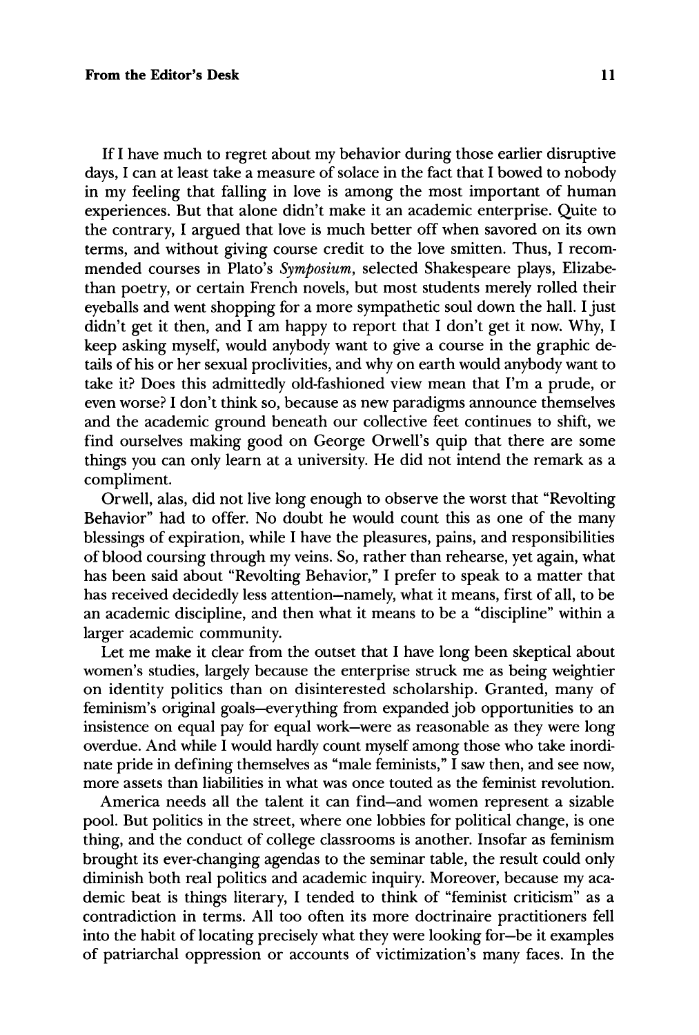If I have much to regret about my behavior during those earlier disruptive days, I can at least take a measure of solace in the fact that I bowed to nobody in my feeling that falling in love is among the most important of human experiences. But that alone didn't make it an academic enterprise. Quite to the contrary, I argued that love is much better off when savored on its own terms, and without giving course credit to the love smitten. Thus, I recommended courses in Plato's *Symposium*, selected Shakespeare plays, Elizabethan poetry, or certain French novels, but most students merely rolled their eyeballs and went shopping for a more sympathetic soul down the hall. I just didn't get it then, and I am happy to report that I don't get it now. Why, I keep asking myself, would anybody want to give a course in the graphic details of his or her sexual proclivities, and why on earth would anybody want to take it? Does this admittedly old-fashioned view mean that I'm a prude, or even worse? I don't think so, because as new paradigms announce themselves and the academic ground beneath our collective feet continues to shift, we find ourselves making good on George Orwell's quip that there are some things you can only learn at a university. He did not intend the remark as a compliment.

Orwell, alas, did not live long enough to observe the worst that "Revolting Behavior" had to offer. No doubt he would count this as one of the many blessings of expiration, while I have the pleasures, pains, and responsibilities of blood coursing through my veins. So, rather than rehearse, yet again, what has been said about "Revolting Behavior," I prefer to speak to a matter that has received decidedly less attention–namely, what it means, first of all, to be an academic discipline, and then what it means to be a "discipline" within a larger academic community.

Let me make it clear from the outset that I have long been skeptical about women's studies, largely because the enterprise struck me as being weightier on identity politics than on disinterested scholarship. Granted, many of feminism's original goals–everything from expanded job opportunities to an insistence on equal pay for equal work–were as reasonable as they were long overdue. And while I would hardly count myself among those who take inordinate pride in defining themselves as "male feminists," I saw then, and see now, more assets than liabilities in what was once touted as the feminist revolution.

America needs all the talent it can find–and women represent a sizable pool. But politics in the street, where one lobbies for political change, is one thing, and the conduct of college classrooms is another. Insofar as feminism brought its ever-changing agendas to the seminar table, the result could only diminish both real politics and academic inquiry. Moreover, because my academic beat is things literary, I tended to think of "feminist criticism" as a contradiction in terms. All too often its more doctrinaire practitioners fell into the habit of locating precisely what they were looking for–be it examples of patriarchal oppression or accounts of victimization's many faces. In the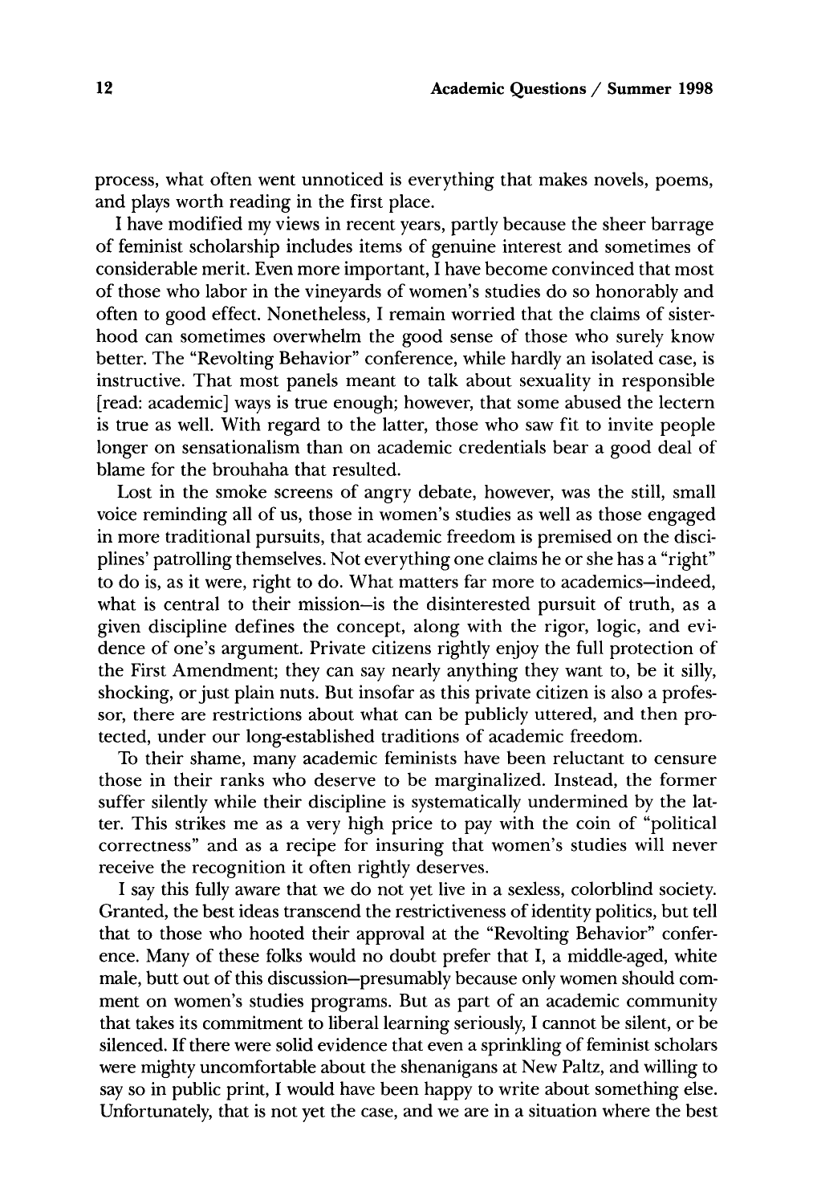process, what often went unnoticed is everything that makes novels, poems, and plays worth reading in the first place.

I have modified my views in recent years, partly because the sheer barrage of feminist scholarship includes items of genuine interest and sometimes of considerable merit. Even more important, I have become convinced that most of those who labor in the vineyards of women's studies do so honorably and often to good effect. Nonetheless, I remain worried that the claims of sisterhood can sometimes overwhelm the good sense of those who surely know better. The "Revolting Behavior" conference, while hardly an isolated case, is instructive. That most panels meant to talk about sexuality in responsible [read: academic] ways is true enough; however, that some abused the lectern is true as well. With regard to the latter, those who saw fit to invite people longer on sensationalism than on academic credentials bear a good deal of blame for the brouhaha that resulted.

Lost in the smoke screens of angry debate, however, was the still, small voice reminding all of us, those in women's studies as well as those engaged in more traditional pursuits, that academic freedom is premised on the disciplines' patrolling themselves. Not everything one claims he or she has a "right" to do is, as it were, right to do. What matters far more to academics–indeed, what is central to their mission–is the disinterested pursuit of truth, as a given discipline defines the concept, along with the rigor, logic, and evidence of one's argument. Private citizens rightly enjoy the full protection of the First Amendment; they can say nearly anything they want to, be it silly, shocking, or just plain nuts. But insofar as this private citizen is also a professor, there are restrictions about what can be publicly uttered, and then protected, under our long-established traditions of academic freedom.

To their shame, many academic feminists have been reluctant to censure those in their ranks who deserve to be marginalized. Instead, the former suffer silently while their discipline is systematically undermined by the latter. This strikes me as a very high price to pay with the coin of "political correctness" and as a recipe for insuring that women's studies will never receive the recognition it often rightly deserves.

I say this fully aware that we do not yet live in a sexless, colorblind society. Granted, the best ideas transcend the restrictiveness of identity politics, but tell that to those who hooted their approval at the "Revolting Behavior" conference. Many of these folks would no doubt prefer that I, a middle-aged, white male, butt out of this discussion–presumably because only women should comment on women's studies programs. But as part of an academic community that takes its commitment to liberal learning seriously, I cannot be silent, or be silenced. If there were solid evidence that even a sprinkling of feminist scholars were mighty uncomfortable about the shenanigans at New Paltz, and willing to say so in public print, I would have been happy to write about something else. Unfortunately, that is not yet the case, and we are in a situation where the best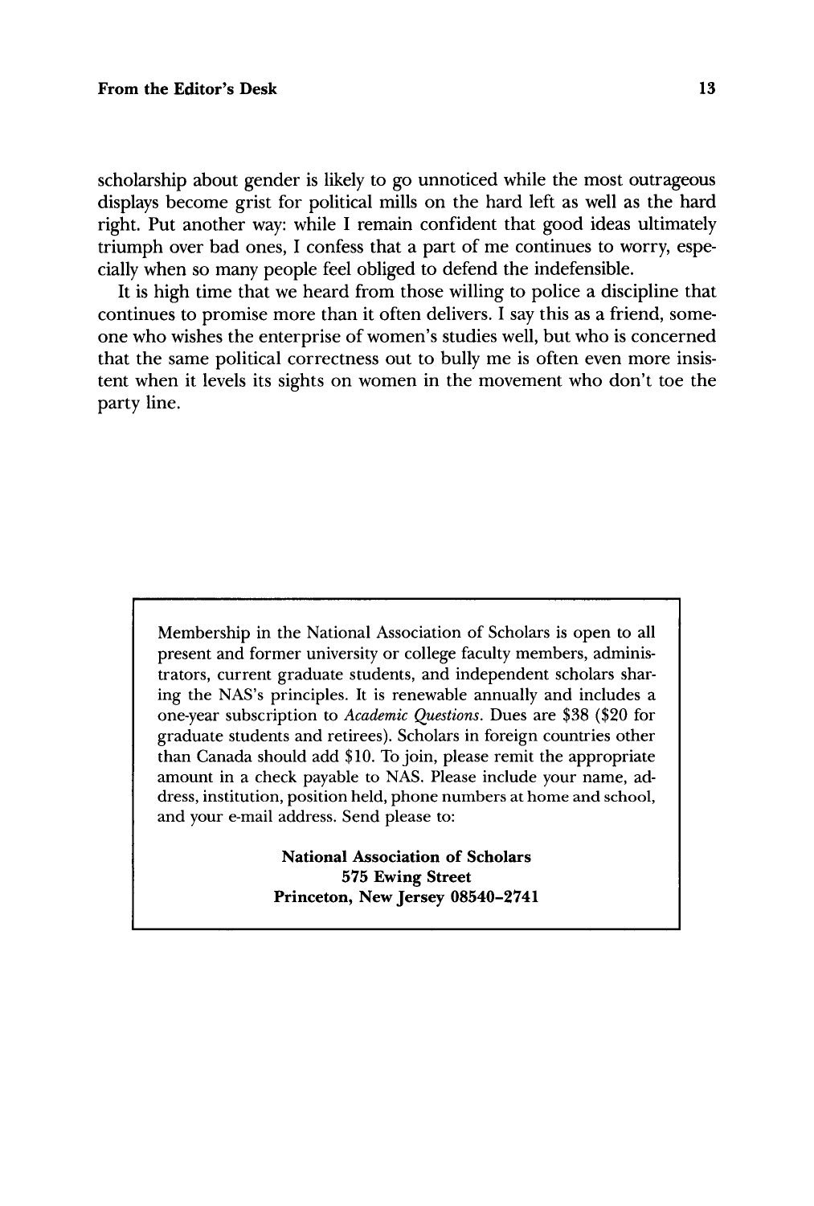scholarship about gender is likely to go unnoticed while the most outrageous displays become grist for political mills on the hard left as well as the hard right. Put another way: while I remain confident that good ideas ultimately triumph over bad ones, I confess that a part of me continues to worry, especially when so many people feel obliged to defend the indefensible.

It is high time that we heard from those willing to police a discipline that continues to promise more than it often delivers. I say this as a friend, someone who wishes the enterprise of women's studies well, but who is concerned that the same political correctness out to bully me is often even more insistent when it levels its sights on women in the movement who don't toe the party line.

Membership in the National Association of Scholars is open to all present and former university or college faculty members, administrators, current graduate students, and independent scholars sharing the NAS's principles. It is renewable annually and includes a one-year subscription to *Academic Questions*. Dues are $38 ($20 for graduate students and retirees). Scholars in foreign countries other than Canada should add $10. To join, please remit the appropriate amount in a check payable to NAS. Please include your name, address, institution, position held, phone numbers at home and school, and your e-mail address. Send please to:

**National Association of Scholars**
**575 Ewing Street**
**Princeton, New Jersey 08540-2741**